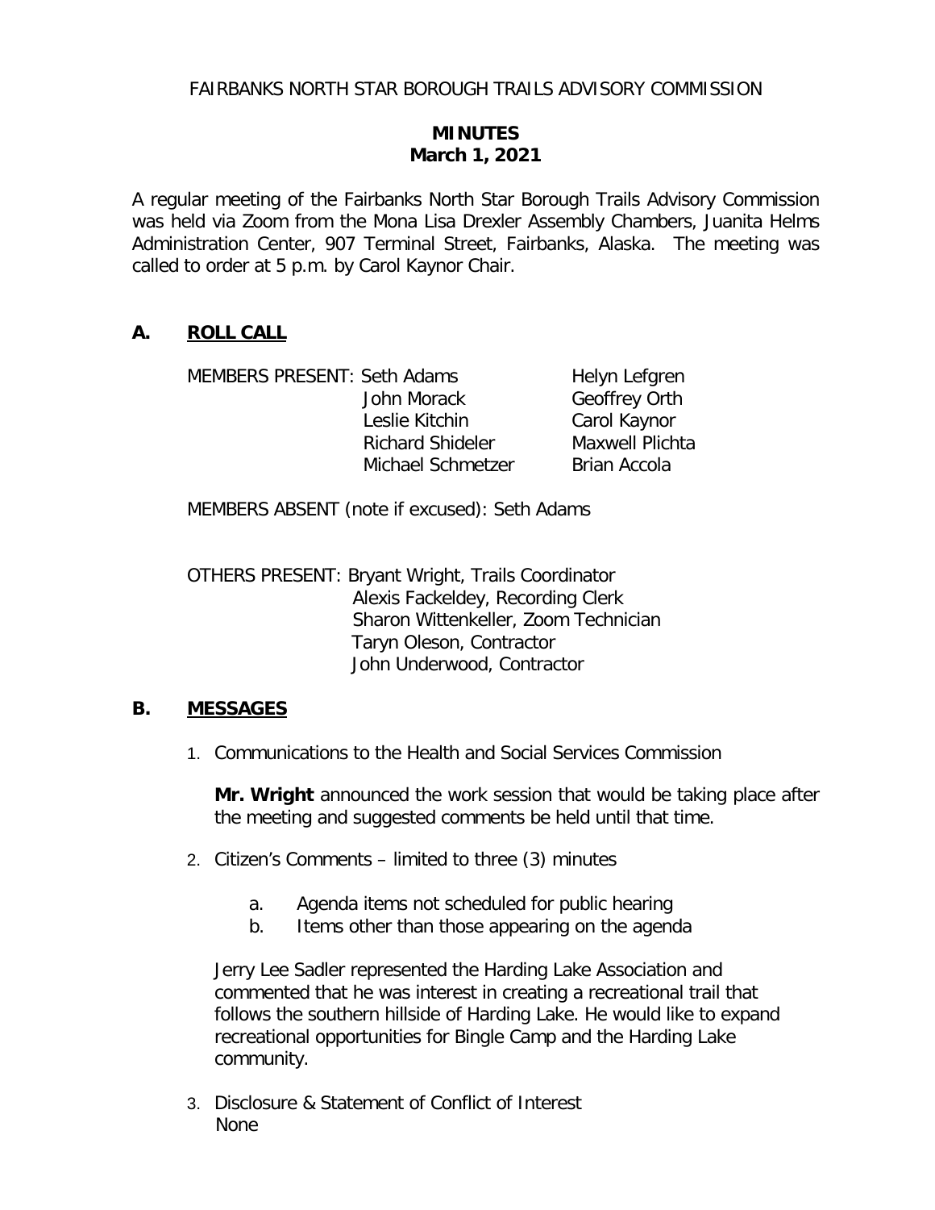FAIRBANKS NORTH STAR BOROUGH TRAILS ADVISORY COMMISSION

**MINUTES**
**March 1, 2021**

A regular meeting of the Fairbanks North Star Borough Trails Advisory Commission was held via Zoom from the Mona Lisa Drexler Assembly Chambers, Juanita Helms Administration Center, 907 Terminal Street, Fairbanks, Alaska. The meeting was called to order at 5 p.m. by Carol Kaynor Chair.

## A. ROLL CALL

MEMBERS PRESENT: Seth Adams, Helyn Lefgren, John Morack, Geoffrey Orth, Leslie Kitchin, Carol Kaynor, Richard Shideler, Maxwell Plichta, Michael Schmetzer, Brian Accola

MEMBERS ABSENT (note if excused): Seth Adams

OTHERS PRESENT: Bryant Wright, Trails Coordinator
Alexis Fackeldey, Recording Clerk
Sharon Wittenkeller, Zoom Technician
Taryn Oleson, Contractor
John Underwood, Contractor

## B. MESSAGES

1. Communications to the Health and Social Services Commission

   **Mr. Wright** announced the work session that would be taking place after the meeting and suggested comments be held until that time.

2. Citizen's Comments – limited to three (3) minutes

   a. Agenda items not scheduled for public hearing
   b. Items other than those appearing on the agenda

   Jerry Lee Sadler represented the Harding Lake Association and commented that he was interest in creating a recreational trail that follows the southern hillside of Harding Lake. He would like to expand recreational opportunities for Bingle Camp and the Harding Lake community.

3. Disclosure & Statement of Conflict of Interest
   None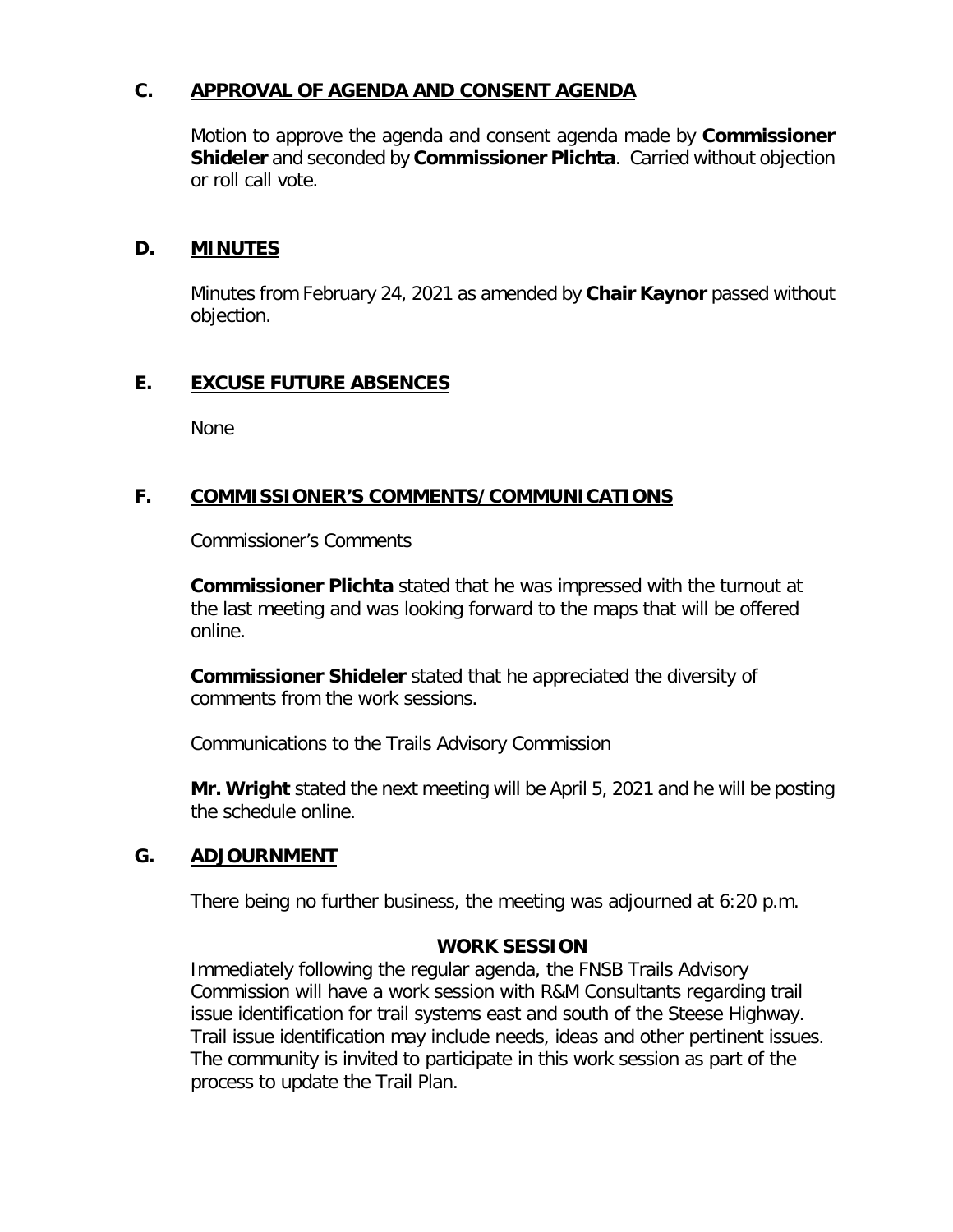## C. APPROVAL OF AGENDA AND CONSENT AGENDA

Motion to approve the agenda and consent agenda made by **Commissioner Shideler** and seconded by **Commissioner Plichta**. Carried without objection or roll call vote.

## D. MINUTES

Minutes from February 24, 2021 as amended by **Chair Kaynor** passed without objection.

## E. EXCUSE FUTURE ABSENCES

None

## F. COMMISSIONER'S COMMENTS/COMMUNICATIONS

Commissioner's Comments

**Commissioner Plichta** stated that he was impressed with the turnout at the last meeting and was looking forward to the maps that will be offered online.

**Commissioner Shideler** stated that he appreciated the diversity of comments from the work sessions.

Communications to the Trails Advisory Commission

**Mr. Wright** stated the next meeting will be April 5, 2021 and he will be posting the schedule online.

## G. ADJOURNMENT

There being no further business, the meeting was adjourned at 6:20 p.m.

**WORK SESSION**

Immediately following the regular agenda, the FNSB Trails Advisory Commission will have a work session with R&M Consultants regarding trail issue identification for trail systems east and south of the Steese Highway. Trail issue identification may include needs, ideas and other pertinent issues. The community is invited to participate in this work session as part of the process to update the Trail Plan.